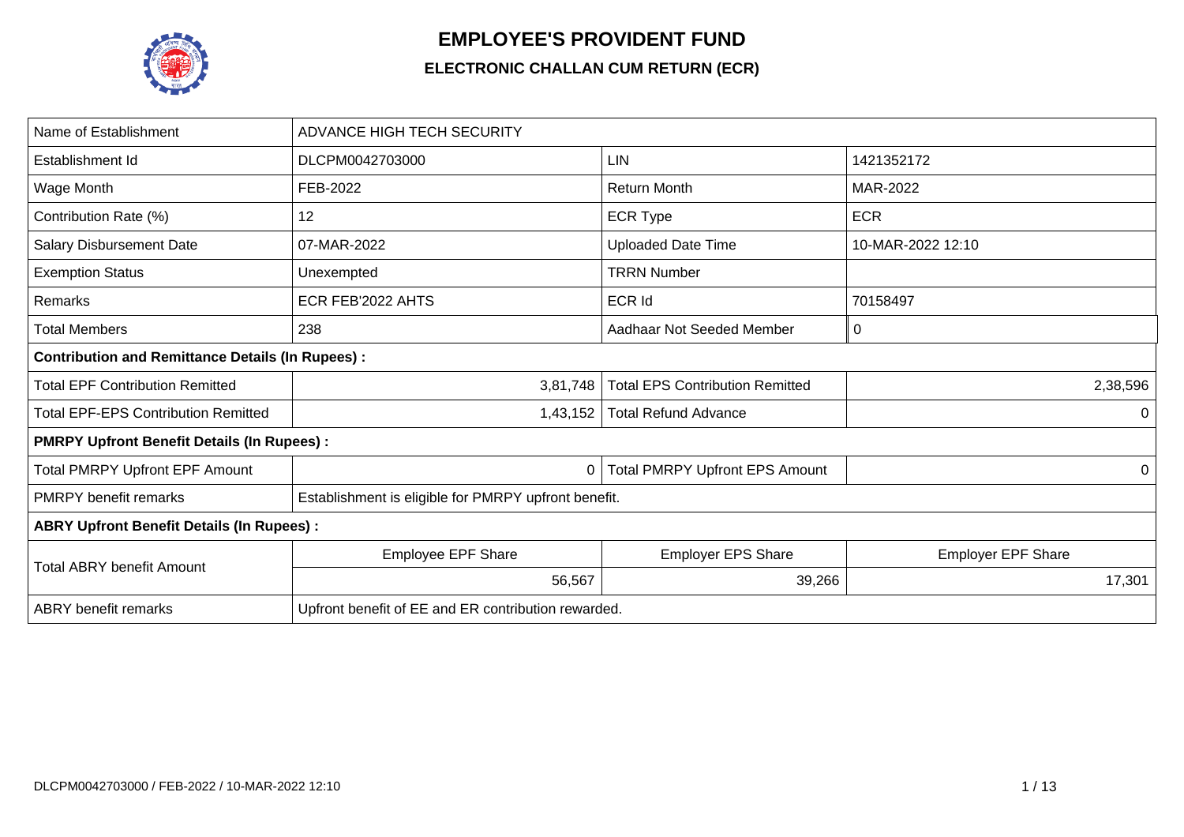# EMPLOYEE'S PROVIDENT FUND

## ELECTRONIC CHALLAN CUM RETURN (ECR)

| Name of Establishment | ADVANCE HIGH TECH SECURITY | | |
|---|---|---|---|
| Establishment Id | DLCPM0042703000 | LIN | 1421352172 |
| Wage Month | FEB-2022 | Return Month | MAR-2022 |
| Contribution Rate (%) | 12 | ECR Type | ECR |
| Salary Disbursement Date | 07-MAR-2022 | Uploaded Date Time | 10-MAR-2022 12:10 |
| Exemption Status | Unexempted | TRRN Number | |
| Remarks | ECR FEB'2022 AHTS | ECR Id | 70158497 |
| Total Members | 238 | Aadhaar Not Seeded Member | 0 |
| **Contribution and Remittance Details (In Rupees) :** | | | |
| Total EPF Contribution Remitted | 3,81,748 | Total EPS Contribution Remitted | 2,38,596 |
| Total EPF-EPS Contribution Remitted | 1,43,152 | Total Refund Advance | 0 |
| **PMRPY Upfront Benefit Details (In Rupees) :** | | | |
| Total PMRPY Upfront EPF Amount | 0 | Total PMRPY Upfront EPS Amount | 0 |
| PMRPY benefit remarks | Establishment is eligible for PMRPY upfront benefit. | | |
| **ABRY Upfront Benefit Details (In Rupees) :** | | | |
| Total ABRY benefit Amount | Employee EPF Share | Employer EPS Share | Employer EPF Share |
| | 56,567 | 39,266 | 17,301 |
| ABRY benefit remarks | Upfront benefit of EE and ER contribution rewarded. | | |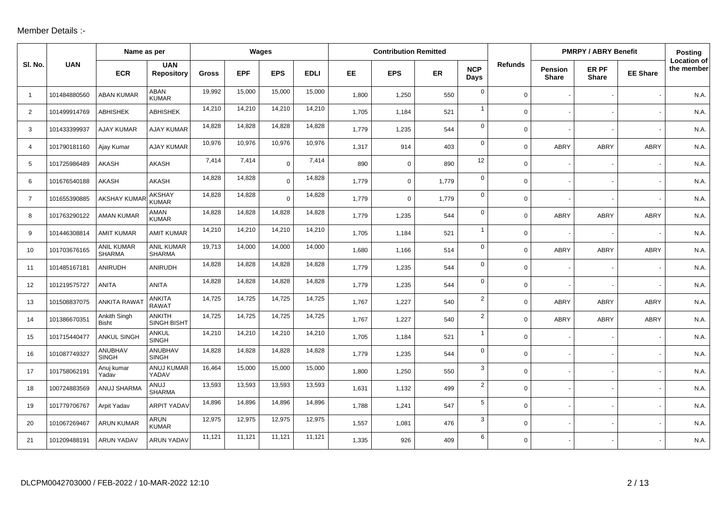Member Details :-

| Sl. No. | UAN | Name as per | | Wages | | | | Contribution Remitted | | | | Refunds | PMRPY / ABRY Benefit | | | Posting |
|---|---|---|---|---|---|---|---|---|---|---|---|---|---|---|---|---|
| | | ECR | UAN Repository | Gross | EPF | EPS | EDLI | EE | EPS | ER | NCP Days | | Pension Share | ER PF Share | EE Share | Location of the member |
| 1 | 101484880560 | ABAN KUMAR | ABAN KUMAR | 19,992 | 15,000 | 15,000 | 15,000 | 1,800 | 1,250 | 550 | 0 | 0 | - | - | - | N.A. |
| 2 | 101499914769 | ABHISHEK | ABHISHEK | 14,210 | 14,210 | 14,210 | 14,210 | 1,705 | 1,184 | 521 | 1 | 0 | - | - | - | N.A. |
| 3 | 101433399937 | AJAY KUMAR | AJAY KUMAR | 14,828 | 14,828 | 14,828 | 14,828 | 1,779 | 1,235 | 544 | 0 | 0 | - | - | - | N.A. |
| 4 | 101790181160 | Ajay Kumar | AJAY KUMAR | 10,976 | 10,976 | 10,976 | 10,976 | 1,317 | 914 | 403 | 0 | 0 | ABRY | ABRY | ABRY | N.A. |
| 5 | 101725986489 | AKASH | AKASH | 7,414 | 7,414 | 0 | 7,414 | 890 | 0 | 890 | 12 | 0 | - | - | - | N.A. |
| 6 | 101676540188 | AKASH | AKASH | 14,828 | 14,828 | 0 | 14,828 | 1,779 | 0 | 1,779 | 0 | 0 | - | - | - | N.A. |
| 7 | 101655390885 | AKSHAY KUMAR | AKSHAY KUMAR | 14,828 | 14,828 | 0 | 14,828 | 1,779 | 0 | 1,779 | 0 | 0 | - | - | - | N.A. |
| 8 | 101763290122 | AMAN KUMAR | AMAN KUMAR | 14,828 | 14,828 | 14,828 | 14,828 | 1,779 | 1,235 | 544 | 0 | 0 | ABRY | ABRY | ABRY | N.A. |
| 9 | 101446308814 | AMIT KUMAR | AMIT KUMAR | 14,210 | 14,210 | 14,210 | 14,210 | 1,705 | 1,184 | 521 | 1 | 0 | - | - | - | N.A. |
| 10 | 101703676165 | ANIL KUMAR SHARMA | ANIL KUMAR SHARMA | 19,713 | 14,000 | 14,000 | 14,000 | 1,680 | 1,166 | 514 | 0 | 0 | ABRY | ABRY | ABRY | N.A. |
| 11 | 101485167181 | ANIRUDH | ANIRUDH | 14,828 | 14,828 | 14,828 | 14,828 | 1,779 | 1,235 | 544 | 0 | 0 | - | - | - | N.A. |
| 12 | 101219575727 | ANITA | ANITA | 14,828 | 14,828 | 14,828 | 14,828 | 1,779 | 1,235 | 544 | 0 | 0 | - | - | - | N.A. |
| 13 | 101508837075 | ANKITA RAWAT | ANKITA RAWAT | 14,725 | 14,725 | 14,725 | 14,725 | 1,767 | 1,227 | 540 | 2 | 0 | ABRY | ABRY | ABRY | N.A. |
| 14 | 101386670351 | Ankith Singh Bisht | ANKITH SINGH BISHT | 14,725 | 14,725 | 14,725 | 14,725 | 1,767 | 1,227 | 540 | 2 | 0 | ABRY | ABRY | ABRY | N.A. |
| 15 | 101715440477 | ANKUL SINGH | ANKUL SINGH | 14,210 | 14,210 | 14,210 | 14,210 | 1,705 | 1,184 | 521 | 1 | 0 | - | - | - | N.A. |
| 16 | 101087749327 | ANUBHAV SINGH | ANUBHAV SINGH | 14,828 | 14,828 | 14,828 | 14,828 | 1,779 | 1,235 | 544 | 0 | 0 | - | - | - | N.A. |
| 17 | 101758062191 | Anuj kumar Yadav | ANUJ KUMAR YADAV | 16,464 | 15,000 | 15,000 | 15,000 | 1,800 | 1,250 | 550 | 3 | 0 | - | - | - | N.A. |
| 18 | 100724883569 | ANUJ SHARMA | ANUJ SHARMA | 13,593 | 13,593 | 13,593 | 13,593 | 1,631 | 1,132 | 499 | 2 | 0 | - | - | - | N.A. |
| 19 | 101779706767 | Arpit Yadav | ARPIT YADAV | 14,896 | 14,896 | 14,896 | 14,896 | 1,788 | 1,241 | 547 | 5 | 0 | - | - | - | N.A. |
| 20 | 101067269467 | ARUN KUMAR | ARUN KUMAR | 12,975 | 12,975 | 12,975 | 12,975 | 1,557 | 1,081 | 476 | 3 | 0 | - | - | - | N.A. |
| 21 | 101209488191 | ARUN YADAV | ARUN YADAV | 11,121 | 11,121 | 11,121 | 11,121 | 1,335 | 926 | 409 | 6 | 0 | - | - | - | N.A. |

DLCPM0042703000 / FEB-2022 / 10-MAR-2022 12:10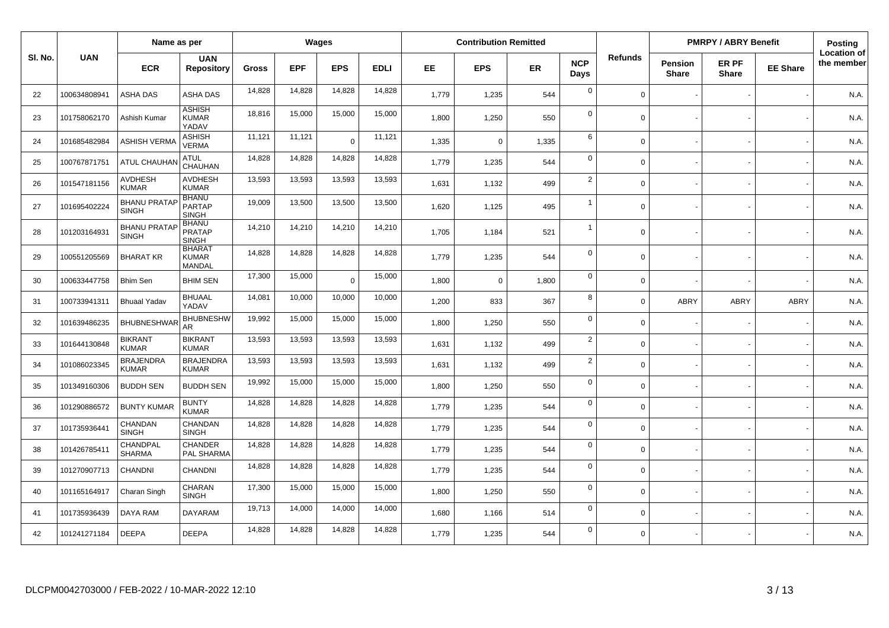| Sl. No. | UAN | Name as per | | Wages | | | | Contribution Remitted | | | | Refunds | PMRPY / ABRY Benefit | | | Posting Location of the member |
|---|---|---|---|---|---|---|---|---|---|---|---|---|---|---|---|---|
| | | ECR | UAN Repository | Gross | EPF | EPS | EDLI | EE | EPS | ER | NCP Days | | Pension Share | ER PF Share | EE Share | |
| 22 | 100634808941 | ASHA DAS | ASHA DAS | 14,828 | 14,828 | 14,828 | 14,828 | 1,779 | 1,235 | 544 | 0 | 0 | - | - | - | N.A. |
| 23 | 101758062170 | Ashish Kumar | ASHISH KUMAR YADAV | 18,816 | 15,000 | 15,000 | 15,000 | 1,800 | 1,250 | 550 | 0 | 0 | - | - | - | N.A. |
| 24 | 101685482984 | ASHISH VERMA | ASHISH VERMA | 11,121 | 11,121 | 0 | 11,121 | 1,335 | 0 | 1,335 | 6 | 0 | - | - | - | N.A. |
| 25 | 100767871751 | ATUL CHAUHAN | ATUL CHAUHAN | 14,828 | 14,828 | 14,828 | 14,828 | 1,779 | 1,235 | 544 | 0 | 0 | - | - | - | N.A. |
| 26 | 101547181156 | AVDHESH KUMAR | AVDHESH KUMAR | 13,593 | 13,593 | 13,593 | 13,593 | 1,631 | 1,132 | 499 | 2 | 0 | - | - | - | N.A. |
| 27 | 101695402224 | BHANU PRATAP SINGH | BHANU PARTAP SINGH | 19,009 | 13,500 | 13,500 | 13,500 | 1,620 | 1,125 | 495 | 1 | 0 | - | - | - | N.A. |
| 28 | 101203164931 | BHANU PRATAP SINGH | BHANU PRATAP SINGH | 14,210 | 14,210 | 14,210 | 14,210 | 1,705 | 1,184 | 521 | 1 | 0 | - | - | - | N.A. |
| 29 | 100551205569 | BHARAT KR | BHARAT KUMAR MANDAL | 14,828 | 14,828 | 14,828 | 14,828 | 1,779 | 1,235 | 544 | 0 | 0 | - | - | - | N.A. |
| 30 | 100633447758 | Bhim Sen | BHIM SEN | 17,300 | 15,000 | 0 | 15,000 | 1,800 | 0 | 1,800 | 0 | 0 | - | - | - | N.A. |
| 31 | 100733941311 | Bhuaal Yadav | BHUAAL YADAV | 14,081 | 10,000 | 10,000 | 10,000 | 1,200 | 833 | 367 | 8 | 0 | ABRY | ABRY | ABRY | N.A. |
| 32 | 101639486235 | BHUBNESHWAR | BHUBNESHWAR | 19,992 | 15,000 | 15,000 | 15,000 | 1,800 | 1,250 | 550 | 0 | 0 | - | - | - | N.A. |
| 33 | 101644130848 | BIKRANT KUMAR | BIKRANT KUMAR | 13,593 | 13,593 | 13,593 | 13,593 | 1,631 | 1,132 | 499 | 2 | 0 | - | - | - | N.A. |
| 34 | 101086023345 | BRAJENDRA KUMAR | BRAJENDRA KUMAR | 13,593 | 13,593 | 13,593 | 13,593 | 1,631 | 1,132 | 499 | 2 | 0 | - | - | - | N.A. |
| 35 | 101349160306 | BUDDH SEN | BUDDH SEN | 19,992 | 15,000 | 15,000 | 15,000 | 1,800 | 1,250 | 550 | 0 | 0 | - | - | - | N.A. |
| 36 | 101290886572 | BUNTY KUMAR | BUNTY KUMAR | 14,828 | 14,828 | 14,828 | 14,828 | 1,779 | 1,235 | 544 | 0 | 0 | - | - | - | N.A. |
| 37 | 101735936441 | CHANDAN SINGH | CHANDAN SINGH | 14,828 | 14,828 | 14,828 | 14,828 | 1,779 | 1,235 | 544 | 0 | 0 | - | - | - | N.A. |
| 38 | 101426785411 | CHANDPAL SHARMA | CHANDER PAL SHARMA | 14,828 | 14,828 | 14,828 | 14,828 | 1,779 | 1,235 | 544 | 0 | 0 | - | - | - | N.A. |
| 39 | 101270907713 | CHANDNI | CHANDNI | 14,828 | 14,828 | 14,828 | 14,828 | 1,779 | 1,235 | 544 | 0 | 0 | - | - | - | N.A. |
| 40 | 101165164917 | Charan Singh | CHARAN SINGH | 17,300 | 15,000 | 15,000 | 15,000 | 1,800 | 1,250 | 550 | 0 | 0 | - | - | - | N.A. |
| 41 | 101735936439 | DAYA RAM | DAYARAM | 19,713 | 14,000 | 14,000 | 14,000 | 1,680 | 1,166 | 514 | 0 | 0 | - | - | - | N.A. |
| 42 | 101241271184 | DEEPA | DEEPA | 14,828 | 14,828 | 14,828 | 14,828 | 1,779 | 1,235 | 544 | 0 | 0 | - | - | - | N.A. |

DLCPM0042703000 / FEB-2022 / 10-MAR-2022 12:10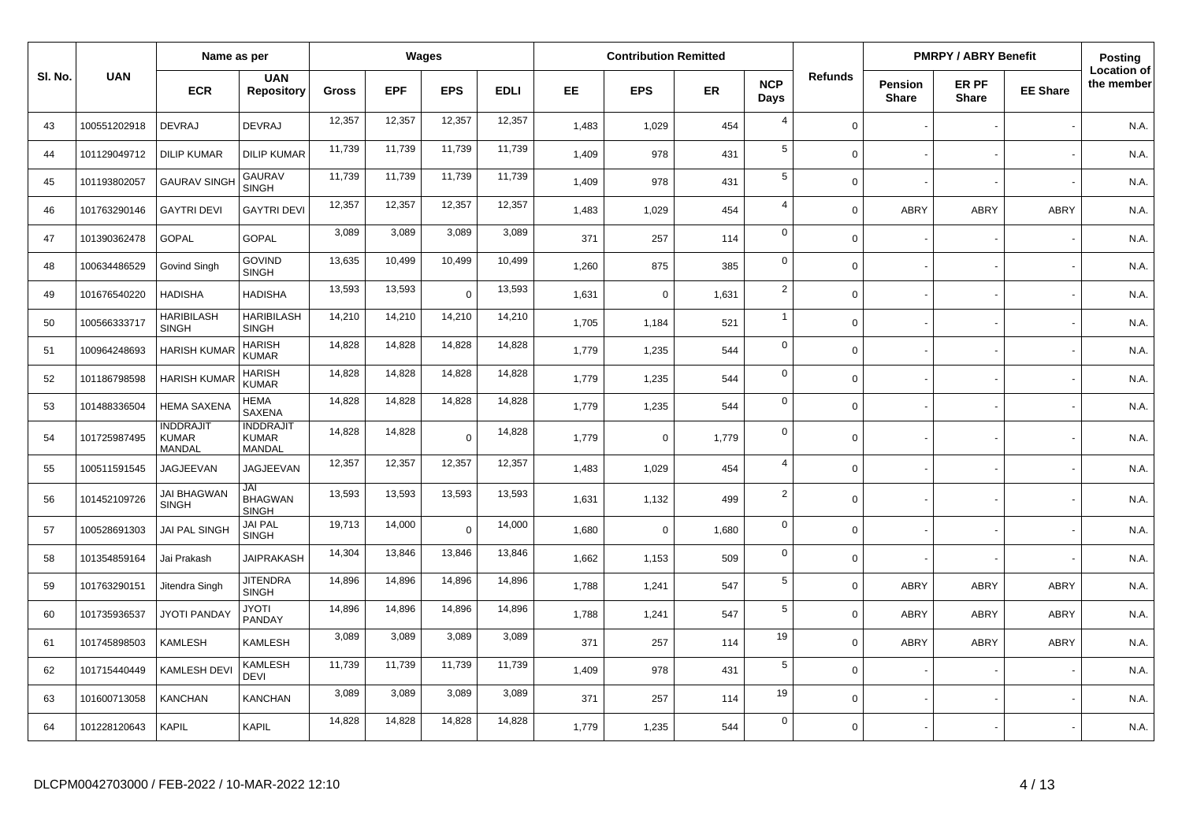| Sl. No. | UAN | Name as per | | Wages | | | | Contribution Remitted | | | | Refunds | PMRPY / ABRY Benefit | | | Posting Location of the member |
|---|---|---|---|---|---|---|---|---|---|---|---|---|---|---|---|---|
| | | ECR | UAN Repository | Gross | EPF | EPS | EDLI | EE | EPS | ER | NCP Days | | Pension Share | ER PF Share | EE Share | |
| 43 | 100551202918 | DEVRAJ | DEVRAJ | 12,357 | 12,357 | 12,357 | 12,357 | 1,483 | 1,029 | 454 | 4 | 0 | - | - | - | N.A. |
| 44 | 101129049712 | DILIP KUMAR | DILIP KUMAR | 11,739 | 11,739 | 11,739 | 11,739 | 1,409 | 978 | 431 | 5 | 0 | - | - | - | N.A. |
| 45 | 101193802057 | GAURAV SINGH | GAURAV SINGH | 11,739 | 11,739 | 11,739 | 11,739 | 1,409 | 978 | 431 | 5 | 0 | - | - | - | N.A. |
| 46 | 101763290146 | GAYTRI DEVI | GAYTRI DEVI | 12,357 | 12,357 | 12,357 | 12,357 | 1,483 | 1,029 | 454 | 4 | 0 | ABRY | ABRY | ABRY | N.A. |
| 47 | 101390362478 | GOPAL | GOPAL | 3,089 | 3,089 | 3,089 | 3,089 | 371 | 257 | 114 | 0 | 0 | - | - | - | N.A. |
| 48 | 100634486529 | Govind Singh | GOVIND SINGH | 13,635 | 10,499 | 10,499 | 10,499 | 1,260 | 875 | 385 | 0 | 0 | - | - | - | N.A. |
| 49 | 101676540220 | HADISHA | HADISHA | 13,593 | 13,593 | 0 | 13,593 | 1,631 | 0 | 1,631 | 2 | 0 | - | - | - | N.A. |
| 50 | 100566333717 | HARIBILASH SINGH | HARIBILASH SINGH | 14,210 | 14,210 | 14,210 | 14,210 | 1,705 | 1,184 | 521 | 1 | 0 | - | - | - | N.A. |
| 51 | 100964248693 | HARISH KUMAR | HARISH KUMAR | 14,828 | 14,828 | 14,828 | 14,828 | 1,779 | 1,235 | 544 | 0 | 0 | - | - | - | N.A. |
| 52 | 101186798598 | HARISH KUMAR | HARISH KUMAR | 14,828 | 14,828 | 14,828 | 14,828 | 1,779 | 1,235 | 544 | 0 | 0 | - | - | - | N.A. |
| 53 | 101488336504 | HEMA SAXENA | HEMA SAXENA | 14,828 | 14,828 | 14,828 | 14,828 | 1,779 | 1,235 | 544 | 0 | 0 | - | - | - | N.A. |
| 54 | 101725987495 | INDDRAJIT KUMAR MANDAL | INDDRAJIT KUMAR MANDAL | 14,828 | 14,828 | 0 | 14,828 | 1,779 | 0 | 1,779 | 0 | 0 | - | - | - | N.A. |
| 55 | 100511591545 | JAGJEEVAN | JAGJEEVAN | 12,357 | 12,357 | 12,357 | 12,357 | 1,483 | 1,029 | 454 | 4 | 0 | - | - | - | N.A. |
| 56 | 101452109726 | JAI BHAGWAN SINGH | JAI BHAGWAN SINGH | 13,593 | 13,593 | 13,593 | 13,593 | 1,631 | 1,132 | 499 | 2 | 0 | - | - | - | N.A. |
| 57 | 100528691303 | JAI PAL SINGH | JAI PAL SINGH | 19,713 | 14,000 | 0 | 14,000 | 1,680 | 0 | 1,680 | 0 | 0 | - | - | - | N.A. |
| 58 | 101354859164 | Jai Prakash | JAIPRAKASH | 14,304 | 13,846 | 13,846 | 13,846 | 1,662 | 1,153 | 509 | 0 | 0 | - | - | - | N.A. |
| 59 | 101763290151 | Jitendra Singh | JITENDRA SINGH | 14,896 | 14,896 | 14,896 | 14,896 | 1,788 | 1,241 | 547 | 5 | 0 | ABRY | ABRY | ABRY | N.A. |
| 60 | 101735936537 | JYOTI PANDAY | JYOTI PANDAY | 14,896 | 14,896 | 14,896 | 14,896 | 1,788 | 1,241 | 547 | 5 | 0 | ABRY | ABRY | ABRY | N.A. |
| 61 | 101745898503 | KAMLESH | KAMLESH | 3,089 | 3,089 | 3,089 | 3,089 | 371 | 257 | 114 | 19 | 0 | ABRY | ABRY | ABRY | N.A. |
| 62 | 101715440449 | KAMLESH DEVI | KAMLESH DEVI | 11,739 | 11,739 | 11,739 | 11,739 | 1,409 | 978 | 431 | 5 | 0 | - | - | - | N.A. |
| 63 | 101600713058 | KANCHAN | KANCHAN | 3,089 | 3,089 | 3,089 | 3,089 | 371 | 257 | 114 | 19 | 0 | - | - | - | N.A. |
| 64 | 101228120643 | KAPIL | KAPIL | 14,828 | 14,828 | 14,828 | 14,828 | 1,779 | 1,235 | 544 | 0 | 0 | - | - | - | N.A. |

DLCPM0042703000 / FEB-2022 / 10-MAR-2022 12:10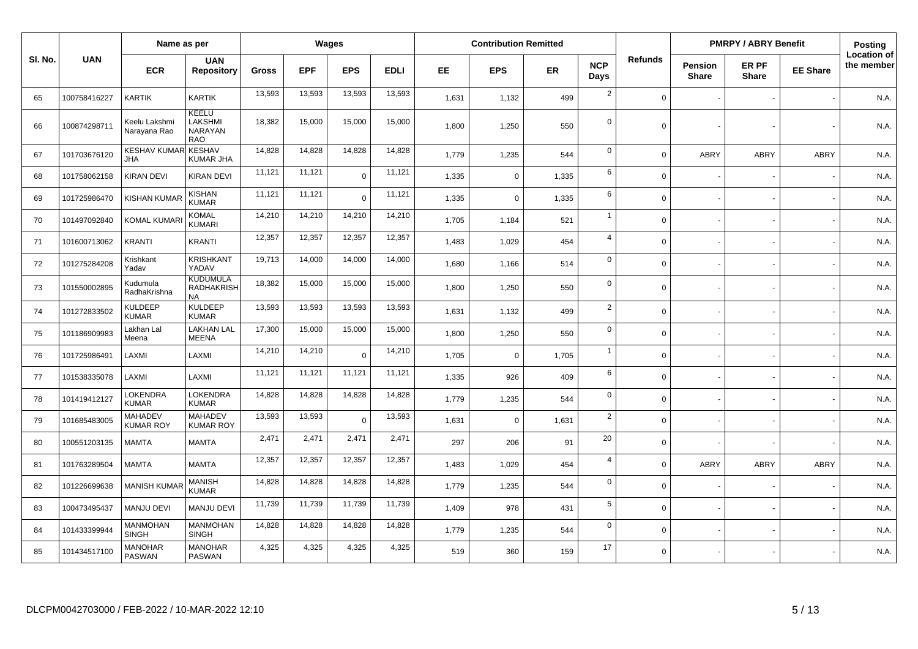| Sl. No. | UAN | Name as per | | Wages | | | | Contribution Remitted | | | | Refunds | PMRPY / ABRY Benefit | | | Posting Location of the member |
|---|---|---|---|---|---|---|---|---|---|---|---|---|---|---|---|---|
| | | ECR | UAN Repository | Gross | EPF | EPS | EDLI | EE | EPS | ER | NCP Days | | Pension Share | ER PF Share | EE Share | |
| 65 | 100758416227 | KARTIK | KARTIK | 13,593 | 13,593 | 13,593 | 13,593 | 1,631 | 1,132 | 499 | 2 | 0 | - | - | - | N.A. |
| 66 | 100874298711 | Keelu Lakshmi Narayana Rao | KEELU LAKSHMI NARAYAN RAO | 18,382 | 15,000 | 15,000 | 15,000 | 1,800 | 1,250 | 550 | 0 | 0 | - | - | - | N.A. |
| 67 | 101703676120 | KESHAV KUMAR JHA | KESHAV KUMAR JHA | 14,828 | 14,828 | 14,828 | 14,828 | 1,779 | 1,235 | 544 | 0 | 0 | ABRY | ABRY | ABRY | N.A. |
| 68 | 101758062158 | KIRAN DEVI | KIRAN DEVI | 11,121 | 11,121 | 0 | 11,121 | 1,335 | 0 | 1,335 | 6 | 0 | - | - | - | N.A. |
| 69 | 101725986470 | KISHAN KUMAR | KISHAN KUMAR | 11,121 | 11,121 | 0 | 11,121 | 1,335 | 0 | 1,335 | 6 | 0 | - | - | - | N.A. |
| 70 | 101497092840 | KOMAL KUMARI | KOMAL KUMARI | 14,210 | 14,210 | 14,210 | 14,210 | 1,705 | 1,184 | 521 | 1 | 0 | - | - | - | N.A. |
| 71 | 101600713062 | KRANTI | KRANTI | 12,357 | 12,357 | 12,357 | 12,357 | 1,483 | 1,029 | 454 | 4 | 0 | - | - | - | N.A. |
| 72 | 101275284208 | Krishkant Yadav | KRISHKANT YADAV | 19,713 | 14,000 | 14,000 | 14,000 | 1,680 | 1,166 | 514 | 0 | 0 | - | - | - | N.A. |
| 73 | 101550002895 | Kudumula RadhaKrishna | KUDUMULA RADHAKRISHNA | 18,382 | 15,000 | 15,000 | 15,000 | 1,800 | 1,250 | 550 | 0 | 0 | - | - | - | N.A. |
| 74 | 101272833502 | KULDEEP KUMAR | KULDEEP KUMAR | 13,593 | 13,593 | 13,593 | 13,593 | 1,631 | 1,132 | 499 | 2 | 0 | - | - | - | N.A. |
| 75 | 101186909983 | Lakhan Lal Meena | LAKHAN LAL MEENA | 17,300 | 15,000 | 15,000 | 15,000 | 1,800 | 1,250 | 550 | 0 | 0 | - | - | - | N.A. |
| 76 | 101725986491 | LAXMI | LAXMI | 14,210 | 14,210 | 0 | 14,210 | 1,705 | 0 | 1,705 | 1 | 0 | - | - | - | N.A. |
| 77 | 101538335078 | LAXMI | LAXMI | 11,121 | 11,121 | 11,121 | 11,121 | 1,335 | 926 | 409 | 6 | 0 | - | - | - | N.A. |
| 78 | 101419412127 | LOKENDRA KUMAR | LOKENDRA KUMAR | 14,828 | 14,828 | 14,828 | 14,828 | 1,779 | 1,235 | 544 | 0 | 0 | - | - | - | N.A. |
| 79 | 101685483005 | MAHADEV KUMAR ROY | MAHADEV KUMAR ROY | 13,593 | 13,593 | 0 | 13,593 | 1,631 | 0 | 1,631 | 2 | 0 | - | - | - | N.A. |
| 80 | 100551203135 | MAMTA | MAMTA | 2,471 | 2,471 | 2,471 | 2,471 | 297 | 206 | 91 | 20 | 0 | - | - | - | N.A. |
| 81 | 101763289504 | MAMTA | MAMTA | 12,357 | 12,357 | 12,357 | 12,357 | 1,483 | 1,029 | 454 | 4 | 0 | ABRY | ABRY | ABRY | N.A. |
| 82 | 101226699638 | MANISH KUMAR | MANISH KUMAR | 14,828 | 14,828 | 14,828 | 14,828 | 1,779 | 1,235 | 544 | 0 | 0 | - | - | - | N.A. |
| 83 | 100473495437 | MANJU DEVI | MANJU DEVI | 11,739 | 11,739 | 11,739 | 11,739 | 1,409 | 978 | 431 | 5 | 0 | - | - | - | N.A. |
| 84 | 101433399944 | MANMOHAN SINGH | MANMOHAN SINGH | 14,828 | 14,828 | 14,828 | 14,828 | 1,779 | 1,235 | 544 | 0 | 0 | - | - | - | N.A. |
| 85 | 101434517100 | MANOHAR PASWAN | MANOHAR PASWAN | 4,325 | 4,325 | 4,325 | 4,325 | 519 | 360 | 159 | 17 | 0 | - | - | - | N.A. |

DLCPM0042703000 / FEB-2022 / 10-MAR-2022 12:10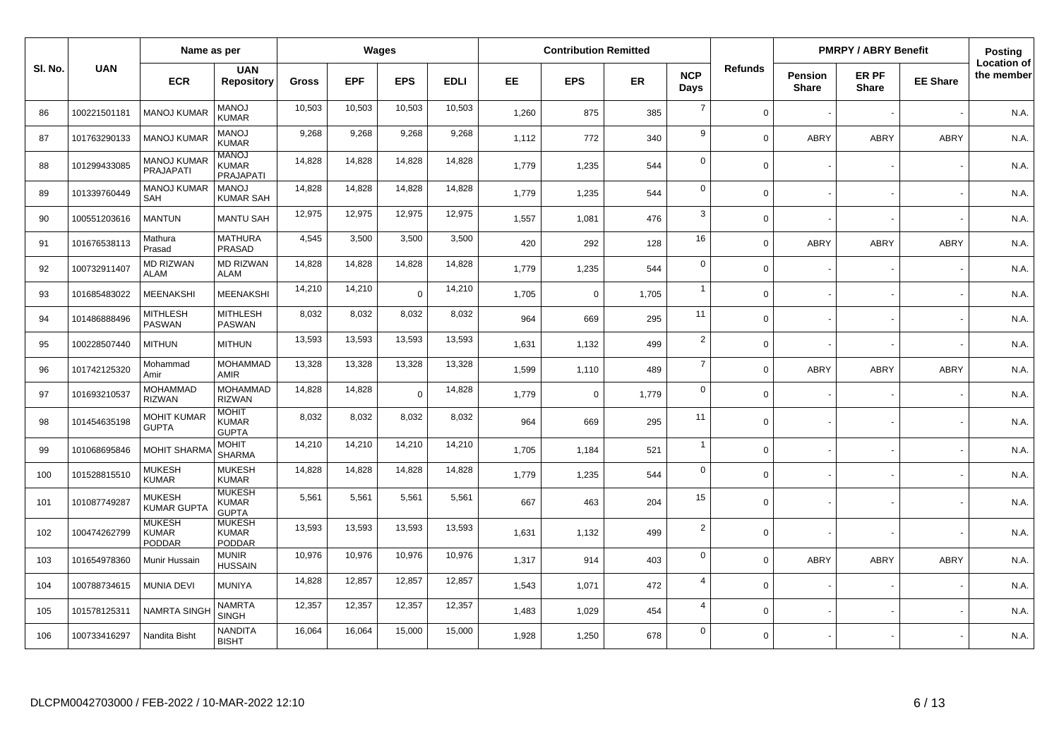| Sl. No. | UAN | Name as per | | Wages | | | | Contribution Remitted | | | | Refunds | PMRPY / ABRY Benefit | | | Posting Location of the member |
|---|---|---|---|---|---|---|---|---|---|---|---|---|---|---|---|---|
| | | ECR | UAN Repository | Gross | EPF | EPS | EDLI | EE | EPS | ER | NCP Days | | Pension Share | ER PF Share | EE Share | |
| 86 | 100221501181 | MANOJ KUMAR | MANOJ KUMAR | 10,503 | 10,503 | 10,503 | 10,503 | 1,260 | 875 | 385 | 7 | 0 | - | - | - | N.A. |
| 87 | 101763290133 | MANOJ KUMAR | MANOJ KUMAR | 9,268 | 9,268 | 9,268 | 9,268 | 1,112 | 772 | 340 | 9 | 0 | ABRY | ABRY | ABRY | N.A. |
| 88 | 101299433085 | MANOJ KUMAR PRAJAPATI | MANOJ KUMAR PRAJAPATI | 14,828 | 14,828 | 14,828 | 14,828 | 1,779 | 1,235 | 544 | 0 | 0 | - | - | - | N.A. |
| 89 | 101339760449 | MANOJ KUMAR SAH | MANOJ KUMAR SAH | 14,828 | 14,828 | 14,828 | 14,828 | 1,779 | 1,235 | 544 | 0 | 0 | - | - | - | N.A. |
| 90 | 100551203616 | MANTUN | MANTU SAH | 12,975 | 12,975 | 12,975 | 12,975 | 1,557 | 1,081 | 476 | 3 | 0 | - | - | - | N.A. |
| 91 | 101676538113 | Mathura Prasad | MATHURA PRASAD | 4,545 | 3,500 | 3,500 | 3,500 | 420 | 292 | 128 | 16 | 0 | ABRY | ABRY | ABRY | N.A. |
| 92 | 100732911407 | MD RIZWAN ALAM | MD RIZWAN ALAM | 14,828 | 14,828 | 14,828 | 14,828 | 1,779 | 1,235 | 544 | 0 | 0 | - | - | - | N.A. |
| 93 | 101685483022 | MEENAKSHI | MEENAKSHI | 14,210 | 14,210 | 0 | 14,210 | 1,705 | 0 | 1,705 | 1 | 0 | - | - | - | N.A. |
| 94 | 101486888496 | MITHLESH PASWAN | MITHLESH PASWAN | 8,032 | 8,032 | 8,032 | 8,032 | 964 | 669 | 295 | 11 | 0 | - | - | - | N.A. |
| 95 | 100228507440 | MITHUN | MITHUN | 13,593 | 13,593 | 13,593 | 13,593 | 1,631 | 1,132 | 499 | 2 | 0 | - | - | - | N.A. |
| 96 | 101742125320 | Mohammad Amir | MOHAMMAD AMIR | 13,328 | 13,328 | 13,328 | 13,328 | 1,599 | 1,110 | 489 | 7 | 0 | ABRY | ABRY | ABRY | N.A. |
| 97 | 101693210537 | MOHAMMAD RIZWAN | MOHAMMAD RIZWAN | 14,828 | 14,828 | 0 | 14,828 | 1,779 | 0 | 1,779 | 0 | 0 | - | - | - | N.A. |
| 98 | 101454635198 | MOHIT KUMAR GUPTA | MOHIT KUMAR GUPTA | 8,032 | 8,032 | 8,032 | 8,032 | 964 | 669 | 295 | 11 | 0 | - | - | - | N.A. |
| 99 | 101068695846 | MOHIT SHARMA | MOHIT SHARMA | 14,210 | 14,210 | 14,210 | 14,210 | 1,705 | 1,184 | 521 | 1 | 0 | - | - | - | N.A. |
| 100 | 101528815510 | MUKESH KUMAR | MUKESH KUMAR | 14,828 | 14,828 | 14,828 | 14,828 | 1,779 | 1,235 | 544 | 0 | 0 | - | - | - | N.A. |
| 101 | 101087749287 | MUKESH KUMAR GUPTA | MUKESH KUMAR GUPTA | 5,561 | 5,561 | 5,561 | 5,561 | 667 | 463 | 204 | 15 | 0 | - | - | - | N.A. |
| 102 | 100474262799 | MUKESH KUMAR PODDAR | MUKESH KUMAR PODDAR | 13,593 | 13,593 | 13,593 | 13,593 | 1,631 | 1,132 | 499 | 2 | 0 | - | - | - | N.A. |
| 103 | 101654978360 | Munir Hussain | MUNIR HUSSAIN | 10,976 | 10,976 | 10,976 | 10,976 | 1,317 | 914 | 403 | 0 | 0 | ABRY | ABRY | ABRY | N.A. |
| 104 | 100788734615 | MUNIA DEVI | MUNIYA | 14,828 | 12,857 | 12,857 | 12,857 | 1,543 | 1,071 | 472 | 4 | 0 | - | - | - | N.A. |
| 105 | 101578125311 | NAMRTA SINGH | NAMRTA SINGH | 12,357 | 12,357 | 12,357 | 12,357 | 1,483 | 1,029 | 454 | 4 | 0 | - | - | - | N.A. |
| 106 | 100733416297 | Nandita Bisht | NANDITA BISHT | 16,064 | 16,064 | 15,000 | 15,000 | 1,928 | 1,250 | 678 | 0 | 0 | - | - | - | N.A. |

DLCPM0042703000 / FEB-2022 / 10-MAR-2022 12:10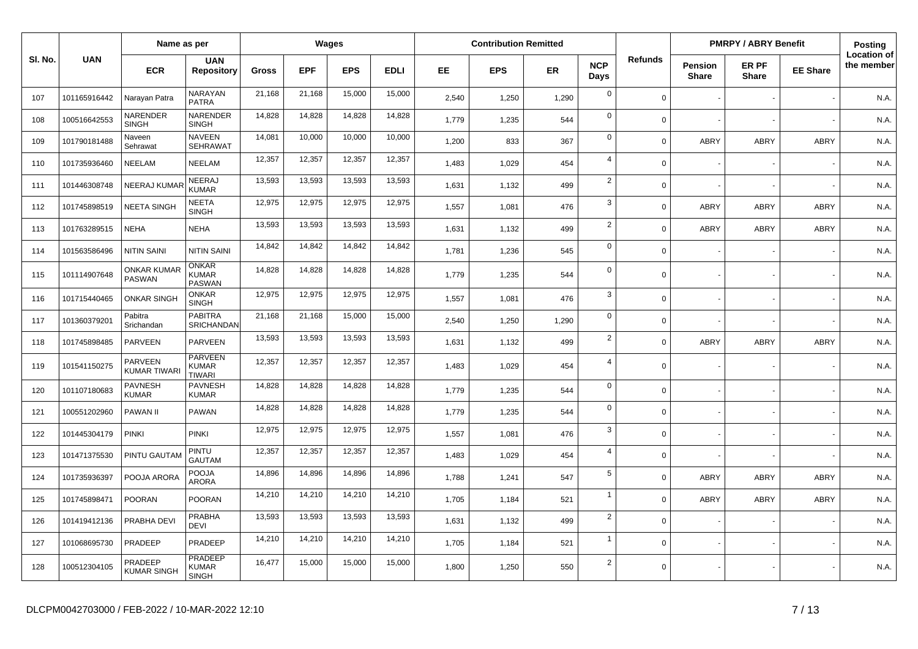| Sl. No. | UAN | Name as per | | Wages | | | | Contribution Remitted | | | | Refunds | PMRPY / ABRY Benefit | | | Posting Location of the member |
|---|---|---|---|---|---|---|---|---|---|---|---|---|---|---|---|---|
| | | ECR | UAN Repository | Gross | EPF | EPS | EDLI | EE | EPS | ER | NCP Days | | Pension Share | ER PF Share | EE Share | |
| 107 | 101165916442 | Narayan Patra | NARAYAN PATRA | 21,168 | 21,168 | 15,000 | 15,000 | 2,540 | 1,250 | 1,290 | 0 | 0 | - | - | - | N.A. |
| 108 | 100516642553 | NARENDER SINGH | NARENDER SINGH | 14,828 | 14,828 | 14,828 | 14,828 | 1,779 | 1,235 | 544 | 0 | 0 | - | - | - | N.A. |
| 109 | 101790181488 | Naveen Sehrawat | NAVEEN SEHRAWAT | 14,081 | 10,000 | 10,000 | 10,000 | 1,200 | 833 | 367 | 0 | 0 | ABRY | ABRY | ABRY | N.A. |
| 110 | 101735936460 | NEELAM | NEELAM | 12,357 | 12,357 | 12,357 | 12,357 | 1,483 | 1,029 | 454 | 4 | 0 | - | - | - | N.A. |
| 111 | 101446308748 | NEERAJ KUMAR | NEERAJ KUMAR | 13,593 | 13,593 | 13,593 | 13,593 | 1,631 | 1,132 | 499 | 2 | 0 | - | - | - | N.A. |
| 112 | 101745898519 | NEETA SINGH | NEETA SINGH | 12,975 | 12,975 | 12,975 | 12,975 | 1,557 | 1,081 | 476 | 3 | 0 | ABRY | ABRY | ABRY | N.A. |
| 113 | 101763289515 | NEHA | NEHA | 13,593 | 13,593 | 13,593 | 13,593 | 1,631 | 1,132 | 499 | 2 | 0 | ABRY | ABRY | ABRY | N.A. |
| 114 | 101563586496 | NITIN SAINI | NITIN SAINI | 14,842 | 14,842 | 14,842 | 14,842 | 1,781 | 1,236 | 545 | 0 | 0 | - | - | - | N.A. |
| 115 | 101114907648 | ONKAR KUMAR PASWAN | ONKAR KUMAR PASWAN | 14,828 | 14,828 | 14,828 | 14,828 | 1,779 | 1,235 | 544 | 0 | 0 | - | - | - | N.A. |
| 116 | 101715440465 | ONKAR SINGH | ONKAR SINGH | 12,975 | 12,975 | 12,975 | 12,975 | 1,557 | 1,081 | 476 | 3 | 0 | - | - | - | N.A. |
| 117 | 101360379201 | Pabitra Srichandan | PABITRA SRICHANDAN | 21,168 | 21,168 | 15,000 | 15,000 | 2,540 | 1,250 | 1,290 | 0 | 0 | - | - | - | N.A. |
| 118 | 101745898485 | PARVEEN | PARVEEN | 13,593 | 13,593 | 13,593 | 13,593 | 1,631 | 1,132 | 499 | 2 | 0 | ABRY | ABRY | ABRY | N.A. |
| 119 | 101541150275 | PARVEEN KUMAR TIWARI | PARVEEN KUMAR TIWARI | 12,357 | 12,357 | 12,357 | 12,357 | 1,483 | 1,029 | 454 | 4 | 0 | - | - | - | N.A. |
| 120 | 101107180683 | PAVNESH KUMAR | PAVNESH KUMAR | 14,828 | 14,828 | 14,828 | 14,828 | 1,779 | 1,235 | 544 | 0 | 0 | - | - | - | N.A. |
| 121 | 100551202960 | PAWAN II | PAWAN | 14,828 | 14,828 | 14,828 | 14,828 | 1,779 | 1,235 | 544 | 0 | 0 | - | - | - | N.A. |
| 122 | 101445304179 | PINKI | PINKI | 12,975 | 12,975 | 12,975 | 12,975 | 1,557 | 1,081 | 476 | 3 | 0 | - | - | - | N.A. |
| 123 | 101471375530 | PINTU GAUTAM | PINTU GAUTAM | 12,357 | 12,357 | 12,357 | 12,357 | 1,483 | 1,029 | 454 | 4 | 0 | - | - | - | N.A. |
| 124 | 101735936397 | POOJA ARORA | POOJA ARORA | 14,896 | 14,896 | 14,896 | 14,896 | 1,788 | 1,241 | 547 | 5 | 0 | ABRY | ABRY | ABRY | N.A. |
| 125 | 101745898471 | POORAN | POORAN | 14,210 | 14,210 | 14,210 | 14,210 | 1,705 | 1,184 | 521 | 1 | 0 | ABRY | ABRY | ABRY | N.A. |
| 126 | 101419412136 | PRABHA DEVI | PRABHA DEVI | 13,593 | 13,593 | 13,593 | 13,593 | 1,631 | 1,132 | 499 | 2 | 0 | - | - | - | N.A. |
| 127 | 101068695730 | PRADEEP | PRADEEP | 14,210 | 14,210 | 14,210 | 14,210 | 1,705 | 1,184 | 521 | 1 | 0 | - | - | - | N.A. |
| 128 | 100512304105 | PRADEEP KUMAR SINGH | PRADEEP KUMAR SINGH | 16,477 | 15,000 | 15,000 | 15,000 | 1,800 | 1,250 | 550 | 2 | 0 | - | - | - | N.A. |

DLCPM0042703000 / FEB-2022 / 10-MAR-2022 12:10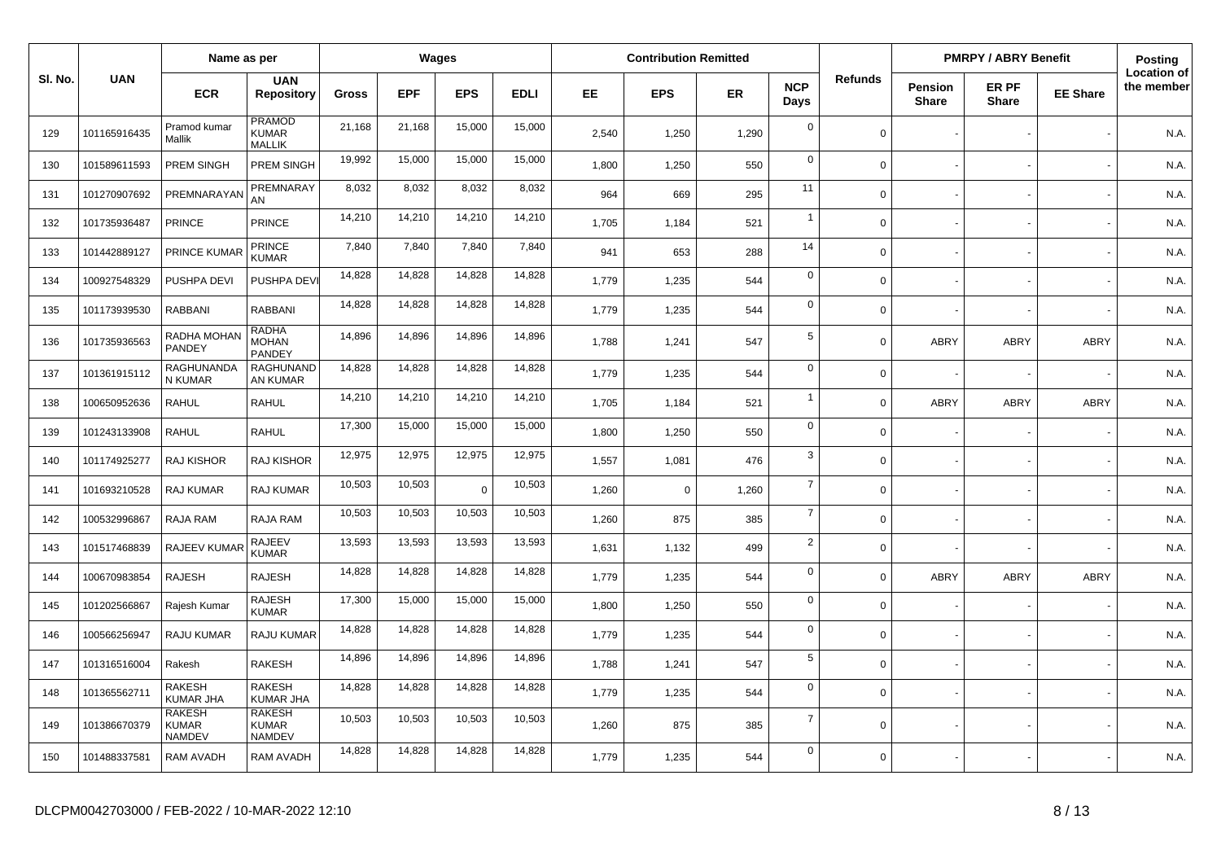| Sl. No. | UAN | Name as per | | Wages | | | | Contribution Remitted | | | | Refunds | PMRPY / ABRY Benefit | | | Posting Location of the member |
|---|---|---|---|---|---|---|---|---|---|---|---|---|---|---|---|---|
| | | ECR | UAN Repository | Gross | EPF | EPS | EDLI | EE | EPS | ER | NCP Days | | Pension Share | ER PF Share | EE Share | |
| 129 | 101165916435 | Pramod kumar Mallik | PRAMOD KUMAR MALLIK | 21,168 | 21,168 | 15,000 | 15,000 | 2,540 | 1,250 | 1,290 | 0 | 0 | - | - | - | N.A. |
| 130 | 101589611593 | PREM SINGH | PREM SINGH | 19,992 | 15,000 | 15,000 | 15,000 | 1,800 | 1,250 | 550 | 0 | 0 | - | - | - | N.A. |
| 131 | 101270907692 | PREMNARAYAN | PREMNARAYAN | 8,032 | 8,032 | 8,032 | 8,032 | 964 | 669 | 295 | 11 | 0 | - | - | - | N.A. |
| 132 | 101735936487 | PRINCE | PRINCE | 14,210 | 14,210 | 14,210 | 14,210 | 1,705 | 1,184 | 521 | 1 | 0 | - | - | - | N.A. |
| 133 | 101442889127 | PRINCE KUMAR | PRINCE KUMAR | 7,840 | 7,840 | 7,840 | 7,840 | 941 | 653 | 288 | 14 | 0 | - | - | - | N.A. |
| 134 | 100927548329 | PUSHPA DEVI | PUSHPA DEVI | 14,828 | 14,828 | 14,828 | 14,828 | 1,779 | 1,235 | 544 | 0 | 0 | - | - | - | N.A. |
| 135 | 101173939530 | RABBANI | RABBANI | 14,828 | 14,828 | 14,828 | 14,828 | 1,779 | 1,235 | 544 | 0 | 0 | - | - | - | N.A. |
| 136 | 101735936563 | RADHA MOHAN PANDEY | RADHA MOHAN PANDEY | 14,896 | 14,896 | 14,896 | 14,896 | 1,788 | 1,241 | 547 | 5 | 0 | ABRY | ABRY | ABRY | N.A. |
| 137 | 101361915112 | RAGHUNANDAN KUMAR | RAGHUNANDAN KUMAR | 14,828 | 14,828 | 14,828 | 14,828 | 1,779 | 1,235 | 544 | 0 | 0 | - | - | - | N.A. |
| 138 | 100650952636 | RAHUL | RAHUL | 14,210 | 14,210 | 14,210 | 14,210 | 1,705 | 1,184 | 521 | 1 | 0 | ABRY | ABRY | ABRY | N.A. |
| 139 | 101243133908 | RAHUL | RAHUL | 17,300 | 15,000 | 15,000 | 15,000 | 1,800 | 1,250 | 550 | 0 | 0 | - | - | - | N.A. |
| 140 | 101174925277 | RAJ KISHOR | RAJ KISHOR | 12,975 | 12,975 | 12,975 | 12,975 | 1,557 | 1,081 | 476 | 3 | 0 | - | - | - | N.A. |
| 141 | 101693210528 | RAJ KUMAR | RAJ KUMAR | 10,503 | 10,503 | 0 | 10,503 | 1,260 | 0 | 1,260 | 7 | 0 | - | - | - | N.A. |
| 142 | 100532996867 | RAJA RAM | RAJA RAM | 10,503 | 10,503 | 10,503 | 10,503 | 1,260 | 875 | 385 | 7 | 0 | - | - | - | N.A. |
| 143 | 101517468839 | RAJEEV KUMAR | RAJEEV KUMAR | 13,593 | 13,593 | 13,593 | 13,593 | 1,631 | 1,132 | 499 | 2 | 0 | - | - | - | N.A. |
| 144 | 100670983854 | RAJESH | RAJESH | 14,828 | 14,828 | 14,828 | 14,828 | 1,779 | 1,235 | 544 | 0 | 0 | ABRY | ABRY | ABRY | N.A. |
| 145 | 101202566867 | Rajesh Kumar | RAJESH KUMAR | 17,300 | 15,000 | 15,000 | 15,000 | 1,800 | 1,250 | 550 | 0 | 0 | - | - | - | N.A. |
| 146 | 100566256947 | RAJU KUMAR | RAJU KUMAR | 14,828 | 14,828 | 14,828 | 14,828 | 1,779 | 1,235 | 544 | 0 | 0 | - | - | - | N.A. |
| 147 | 101316516004 | Rakesh | RAKESH | 14,896 | 14,896 | 14,896 | 14,896 | 1,788 | 1,241 | 547 | 5 | 0 | - | - | - | N.A. |
| 148 | 101365562711 | RAKESH KUMAR JHA | RAKESH KUMAR JHA | 14,828 | 14,828 | 14,828 | 14,828 | 1,779 | 1,235 | 544 | 0 | 0 | - | - | - | N.A. |
| 149 | 101386670379 | RAKESH KUMAR NAMDEV | RAKESH KUMAR NAMDEV | 10,503 | 10,503 | 10,503 | 10,503 | 1,260 | 875 | 385 | 7 | 0 | - | - | - | N.A. |
| 150 | 101488337581 | RAM AVADH | RAM AVADH | 14,828 | 14,828 | 14,828 | 14,828 | 1,779 | 1,235 | 544 | 0 | 0 | - | - | - | N.A. |

DLCPM0042703000 / FEB-2022 / 10-MAR-2022 12:10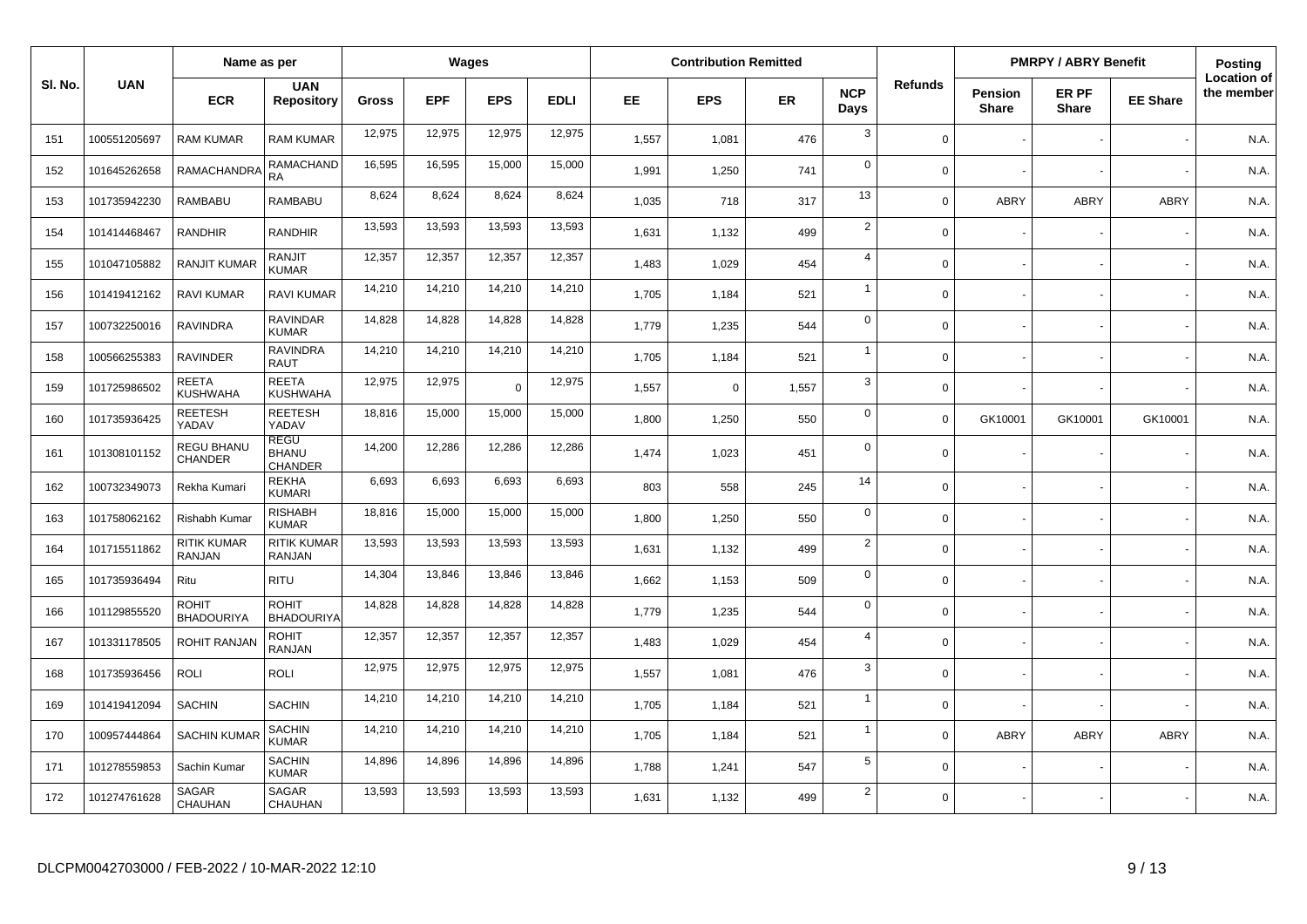| Sl. No. | UAN | Name as per | | Wages | | | | Contribution Remitted | | | | Refunds | PMRPY / ABRY Benefit | | | Posting Location of the member |
|---|---|---|---|---|---|---|---|---|---|---|---|---|---|---|---|---|
| | | ECR | UAN Repository | Gross | EPF | EPS | EDLI | EE | EPS | ER | NCP Days | | Pension Share | ER PF Share | EE Share | |
| 151 | 100551205697 | RAM KUMAR | RAM KUMAR | 12,975 | 12,975 | 12,975 | 12,975 | 1,557 | 1,081 | 476 | 3 | 0 | - | - | - | N.A. |
| 152 | 101645262658 | RAMACHANDRA | RAMACHANDRA | 16,595 | 16,595 | 15,000 | 15,000 | 1,991 | 1,250 | 741 | 0 | 0 | - | - | - | N.A. |
| 153 | 101735942230 | RAMBABU | RAMBABU | 8,624 | 8,624 | 8,624 | 8,624 | 1,035 | 718 | 317 | 13 | 0 | ABRY | ABRY | ABRY | N.A. |
| 154 | 101414468467 | RANDHIR | RANDHIR | 13,593 | 13,593 | 13,593 | 13,593 | 1,631 | 1,132 | 499 | 2 | 0 | - | - | - | N.A. |
| 155 | 101047105882 | RANJIT KUMAR | RANJIT KUMAR | 12,357 | 12,357 | 12,357 | 12,357 | 1,483 | 1,029 | 454 | 4 | 0 | - | - | - | N.A. |
| 156 | 101419412162 | RAVI KUMAR | RAVI KUMAR | 14,210 | 14,210 | 14,210 | 14,210 | 1,705 | 1,184 | 521 | 1 | 0 | - | - | - | N.A. |
| 157 | 100732250016 | RAVINDRA | RAVINDAR KUMAR | 14,828 | 14,828 | 14,828 | 14,828 | 1,779 | 1,235 | 544 | 0 | 0 | - | - | - | N.A. |
| 158 | 100566255383 | RAVINDER | RAVINDRA RAUT | 14,210 | 14,210 | 14,210 | 14,210 | 1,705 | 1,184 | 521 | 1 | 0 | - | - | - | N.A. |
| 159 | 101725986502 | REETA KUSHWAHA | REETA KUSHWAHA | 12,975 | 12,975 | 0 | 12,975 | 1,557 | 0 | 1,557 | 3 | 0 | - | - | - | N.A. |
| 160 | 101735936425 | REETESH YADAV | REETESH YADAV | 18,816 | 15,000 | 15,000 | 15,000 | 1,800 | 1,250 | 550 | 0 | 0 | GK10001 | GK10001 | GK10001 | N.A. |
| 161 | 101308101152 | REGU BHANU CHANDER | REGU BHANU CHANDER | 14,200 | 12,286 | 12,286 | 12,286 | 1,474 | 1,023 | 451 | 0 | 0 | - | - | - | N.A. |
| 162 | 100732349073 | Rekha Kumari | REKHA KUMARI | 6,693 | 6,693 | 6,693 | 6,693 | 803 | 558 | 245 | 14 | 0 | - | - | - | N.A. |
| 163 | 101758062162 | Rishabh Kumar | RISHABH KUMAR | 18,816 | 15,000 | 15,000 | 15,000 | 1,800 | 1,250 | 550 | 0 | 0 | - | - | - | N.A. |
| 164 | 101715511862 | RITIK KUMAR RANJAN | RITIK KUMAR RANJAN | 13,593 | 13,593 | 13,593 | 13,593 | 1,631 | 1,132 | 499 | 2 | 0 | - | - | - | N.A. |
| 165 | 101735936494 | Ritu | RITU | 14,304 | 13,846 | 13,846 | 13,846 | 1,662 | 1,153 | 509 | 0 | 0 | - | - | - | N.A. |
| 166 | 101129855520 | ROHIT BHADOURIYA | ROHIT BHADOURIYA | 14,828 | 14,828 | 14,828 | 14,828 | 1,779 | 1,235 | 544 | 0 | 0 | - | - | - | N.A. |
| 167 | 101331178505 | ROHIT RANJAN | ROHIT RANJAN | 12,357 | 12,357 | 12,357 | 12,357 | 1,483 | 1,029 | 454 | 4 | 0 | - | - | - | N.A. |
| 168 | 101735936456 | ROLI | ROLI | 12,975 | 12,975 | 12,975 | 12,975 | 1,557 | 1,081 | 476 | 3 | 0 | - | - | - | N.A. |
| 169 | 101419412094 | SACHIN | SACHIN | 14,210 | 14,210 | 14,210 | 14,210 | 1,705 | 1,184 | 521 | 1 | 0 | - | - | - | N.A. |
| 170 | 100957444864 | SACHIN KUMAR | SACHIN KUMAR | 14,210 | 14,210 | 14,210 | 14,210 | 1,705 | 1,184 | 521 | 1 | 0 | ABRY | ABRY | ABRY | N.A. |
| 171 | 101278559853 | Sachin Kumar | SACHIN KUMAR | 14,896 | 14,896 | 14,896 | 14,896 | 1,788 | 1,241 | 547 | 5 | 0 | - | - | - | N.A. |
| 172 | 101274761628 | SAGAR CHAUHAN | SAGAR CHAUHAN | 13,593 | 13,593 | 13,593 | 13,593 | 1,631 | 1,132 | 499 | 2 | 0 | - | - | - | N.A. |

DLCPM0042703000 / FEB-2022 / 10-MAR-2022 12:10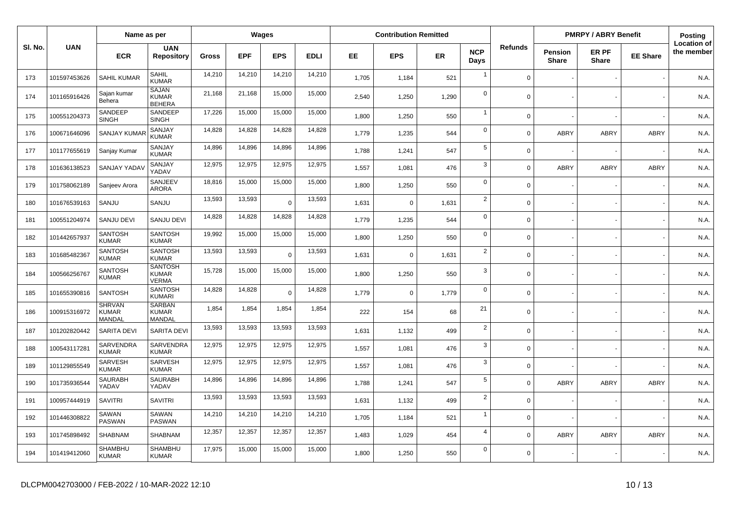| Sl. No. | UAN | Name as per | | Wages | | | | Contribution Remitted | | | | Refunds | PMRPY / ABRY Benefit | | | Posting |
|---|---|---|---|---|---|---|---|---|---|---|---|---|---|---|---|---|
| | | ECR | UAN Repository | Gross | EPF | EPS | EDLI | EE | EPS | ER | NCP Days | | Pension Share | ER PF Share | EE Share | Location of the member |
| 173 | 101597453626 | SAHIL KUMAR | SAHIL KUMAR | 14,210 | 14,210 | 14,210 | 14,210 | 1,705 | 1,184 | 521 | 1 | 0 | - | - | - | N.A. |
| 174 | 101165916426 | Sajan kumar Behera | SAJAN KUMAR BEHERA | 21,168 | 21,168 | 15,000 | 15,000 | 2,540 | 1,250 | 1,290 | 0 | 0 | - | - | - | N.A. |
| 175 | 100551204373 | SANDEEP SINGH | SANDEEP SINGH | 17,226 | 15,000 | 15,000 | 15,000 | 1,800 | 1,250 | 550 | 1 | 0 | - | - | - | N.A. |
| 176 | 100671646096 | SANJAY KUMAR | SANJAY KUMAR | 14,828 | 14,828 | 14,828 | 14,828 | 1,779 | 1,235 | 544 | 0 | 0 | ABRY | ABRY | ABRY | N.A. |
| 177 | 101177655619 | Sanjay Kumar | SANJAY KUMAR | 14,896 | 14,896 | 14,896 | 14,896 | 1,788 | 1,241 | 547 | 5 | 0 | - | - | - | N.A. |
| 178 | 101636138523 | SANJAY YADAV | SANJAY YADAV | 12,975 | 12,975 | 12,975 | 12,975 | 1,557 | 1,081 | 476 | 3 | 0 | ABRY | ABRY | ABRY | N.A. |
| 179 | 101758062189 | Sanjeev Arora | SANJEEV ARORA | 18,816 | 15,000 | 15,000 | 15,000 | 1,800 | 1,250 | 550 | 0 | 0 | - | - | - | N.A. |
| 180 | 101676539163 | SANJU | SANJU | 13,593 | 13,593 | 0 | 13,593 | 1,631 | 0 | 1,631 | 2 | 0 | - | - | - | N.A. |
| 181 | 100551204974 | SANJU DEVI | SANJU DEVI | 14,828 | 14,828 | 14,828 | 14,828 | 1,779 | 1,235 | 544 | 0 | 0 | - | - | - | N.A. |
| 182 | 101442657937 | SANTOSH KUMAR | SANTOSH KUMAR | 19,992 | 15,000 | 15,000 | 15,000 | 1,800 | 1,250 | 550 | 0 | 0 | - | - | - | N.A. |
| 183 | 101685482367 | SANTOSH KUMAR | SANTOSH KUMAR | 13,593 | 13,593 | 0 | 13,593 | 1,631 | 0 | 1,631 | 2 | 0 | - | - | - | N.A. |
| 184 | 100566256767 | SANTOSH KUMAR | SANTOSH KUMAR VERMA | 15,728 | 15,000 | 15,000 | 15,000 | 1,800 | 1,250 | 550 | 3 | 0 | - | - | - | N.A. |
| 185 | 101655390816 | SANTOSH | SANTOSH KUMARI | 14,828 | 14,828 | 0 | 14,828 | 1,779 | 0 | 1,779 | 0 | 0 | - | - | - | N.A. |
| 186 | 100915316972 | SHRVAN KUMAR MANDAL | SARBAN KUMAR MANDAL | 1,854 | 1,854 | 1,854 | 1,854 | 222 | 154 | 68 | 21 | 0 | - | - | - | N.A. |
| 187 | 101202820442 | SARITA DEVI | SARITA DEVI | 13,593 | 13,593 | 13,593 | 13,593 | 1,631 | 1,132 | 499 | 2 | 0 | - | - | - | N.A. |
| 188 | 100543117281 | SARVENDRA KUMAR | SARVENDRA KUMAR | 12,975 | 12,975 | 12,975 | 12,975 | 1,557 | 1,081 | 476 | 3 | 0 | - | - | - | N.A. |
| 189 | 101129855549 | SARVESH KUMAR | SARVESH KUMAR | 12,975 | 12,975 | 12,975 | 12,975 | 1,557 | 1,081 | 476 | 3 | 0 | - | - | - | N.A. |
| 190 | 101735936544 | SAURABH YADAV | SAURABH YADAV | 14,896 | 14,896 | 14,896 | 14,896 | 1,788 | 1,241 | 547 | 5 | 0 | ABRY | ABRY | ABRY | N.A. |
| 191 | 100957444919 | SAVITRI | SAVITRI | 13,593 | 13,593 | 13,593 | 13,593 | 1,631 | 1,132 | 499 | 2 | 0 | - | - | - | N.A. |
| 192 | 101446308822 | SAWAN PASWAN | SAWAN PASWAN | 14,210 | 14,210 | 14,210 | 14,210 | 1,705 | 1,184 | 521 | 1 | 0 | - | - | - | N.A. |
| 193 | 101745898492 | SHABNAM | SHABNAM | 12,357 | 12,357 | 12,357 | 12,357 | 1,483 | 1,029 | 454 | 4 | 0 | ABRY | ABRY | ABRY | N.A. |
| 194 | 101419412060 | SHAMBHU KUMAR | SHAMBHU KUMAR | 17,975 | 15,000 | 15,000 | 15,000 | 1,800 | 1,250 | 550 | 0 | 0 | - | - | - | N.A. |

DLCPM0042703000 / FEB-2022 / 10-MAR-2022 12:10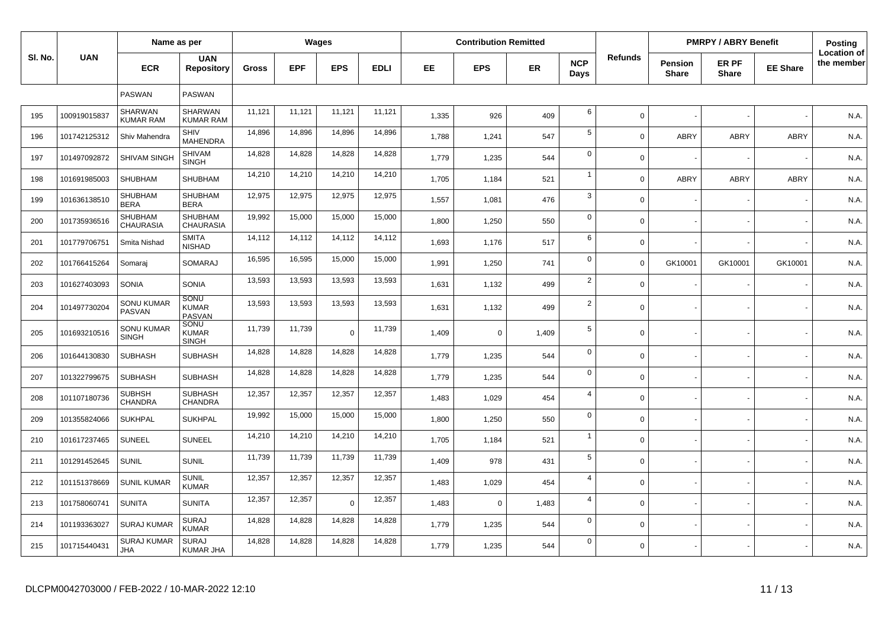| Sl. No. | UAN | Name as per | | Wages | | | | Contribution Remitted | | | | Refunds | PMRPY / ABRY Benefit | | | Posting |
|---|---|---|---|---|---|---|---|---|---|---|---|---|---|---|---|---|
| | | ECR | UAN Repository | Gross | EPF | EPS | EDLI | EE | EPS | ER | NCP Days | | Pension Share | ER PF Share | EE Share | Location of the member |
| | | PASWAN | PASWAN | | | | | | | | | | | | | |
| 195 | 100919015837 | SHARWAN KUMAR RAM | SHARWAN KUMAR RAM | 11,121 | 11,121 | 11,121 | 11,121 | 1,335 | 926 | 409 | 6 | 0 | - | - | - | N.A. |
| 196 | 101742125312 | Shiv Mahendra | SHIV MAHENDRA | 14,896 | 14,896 | 14,896 | 14,896 | 1,788 | 1,241 | 547 | 5 | 0 | ABRY | ABRY | ABRY | N.A. |
| 197 | 101497092872 | SHIVAM SINGH | SHIVAM SINGH | 14,828 | 14,828 | 14,828 | 14,828 | 1,779 | 1,235 | 544 | 0 | 0 | - | - | - | N.A. |
| 198 | 101691985003 | SHUBHAM | SHUBHAM | 14,210 | 14,210 | 14,210 | 14,210 | 1,705 | 1,184 | 521 | 1 | 0 | ABRY | ABRY | ABRY | N.A. |
| 199 | 101636138510 | SHUBHAM BERA | SHUBHAM BERA | 12,975 | 12,975 | 12,975 | 12,975 | 1,557 | 1,081 | 476 | 3 | 0 | - | - | - | N.A. |
| 200 | 101735936516 | SHUBHAM CHAURASIA | SHUBHAM CHAURASIA | 19,992 | 15,000 | 15,000 | 15,000 | 1,800 | 1,250 | 550 | 0 | 0 | - | - | - | N.A. |
| 201 | 101779706751 | Smita Nishad | SMITA NISHAD | 14,112 | 14,112 | 14,112 | 14,112 | 1,693 | 1,176 | 517 | 6 | 0 | - | - | - | N.A. |
| 202 | 101766415264 | Somaraj | SOMARAJ | 16,595 | 16,595 | 15,000 | 15,000 | 1,991 | 1,250 | 741 | 0 | 0 | GK10001 | GK10001 | GK10001 | N.A. |
| 203 | 101627403093 | SONIA | SONIA | 13,593 | 13,593 | 13,593 | 13,593 | 1,631 | 1,132 | 499 | 2 | 0 | - | - | - | N.A. |
| 204 | 101497730204 | SONU KUMAR PASVAN | SONU KUMAR PASVAN | 13,593 | 13,593 | 13,593 | 13,593 | 1,631 | 1,132 | 499 | 2 | 0 | - | - | - | N.A. |
| 205 | 101693210516 | SONU KUMAR SINGH | SONU KUMAR SINGH | 11,739 | 11,739 | 0 | 11,739 | 1,409 | 0 | 1,409 | 5 | 0 | - | - | - | N.A. |
| 206 | 101644130830 | SUBHASH | SUBHASH | 14,828 | 14,828 | 14,828 | 14,828 | 1,779 | 1,235 | 544 | 0 | 0 | - | - | - | N.A. |
| 207 | 101322799675 | SUBHASH | SUBHASH | 14,828 | 14,828 | 14,828 | 14,828 | 1,779 | 1,235 | 544 | 0 | 0 | - | - | - | N.A. |
| 208 | 101107180736 | SUBHSH CHANDRA | SUBHASH CHANDRA | 12,357 | 12,357 | 12,357 | 12,357 | 1,483 | 1,029 | 454 | 4 | 0 | - | - | - | N.A. |
| 209 | 101355824066 | SUKHPAL | SUKHPAL | 19,992 | 15,000 | 15,000 | 15,000 | 1,800 | 1,250 | 550 | 0 | 0 | - | - | - | N.A. |
| 210 | 101617237465 | SUNEEL | SUNEEL | 14,210 | 14,210 | 14,210 | 14,210 | 1,705 | 1,184 | 521 | 1 | 0 | - | - | - | N.A. |
| 211 | 101291452645 | SUNIL | SUNIL | 11,739 | 11,739 | 11,739 | 11,739 | 1,409 | 978 | 431 | 5 | 0 | - | - | - | N.A. |
| 212 | 101151378669 | SUNIL KUMAR | SUNIL KUMAR | 12,357 | 12,357 | 12,357 | 12,357 | 1,483 | 1,029 | 454 | 4 | 0 | - | - | - | N.A. |
| 213 | 101758060741 | SUNITA | SUNITA | 12,357 | 12,357 | 0 | 12,357 | 1,483 | 0 | 1,483 | 4 | 0 | - | - | - | N.A. |
| 214 | 101193363027 | SURAJ KUMAR | SURAJ KUMAR | 14,828 | 14,828 | 14,828 | 14,828 | 1,779 | 1,235 | 544 | 0 | 0 | - | - | - | N.A. |
| 215 | 101715440431 | SURAJ KUMAR JHA | SURAJ KUMAR JHA | 14,828 | 14,828 | 14,828 | 14,828 | 1,779 | 1,235 | 544 | 0 | 0 | - | - | - | N.A. |

DLCPM0042703000 / FEB-2022 / 10-MAR-2022 12:10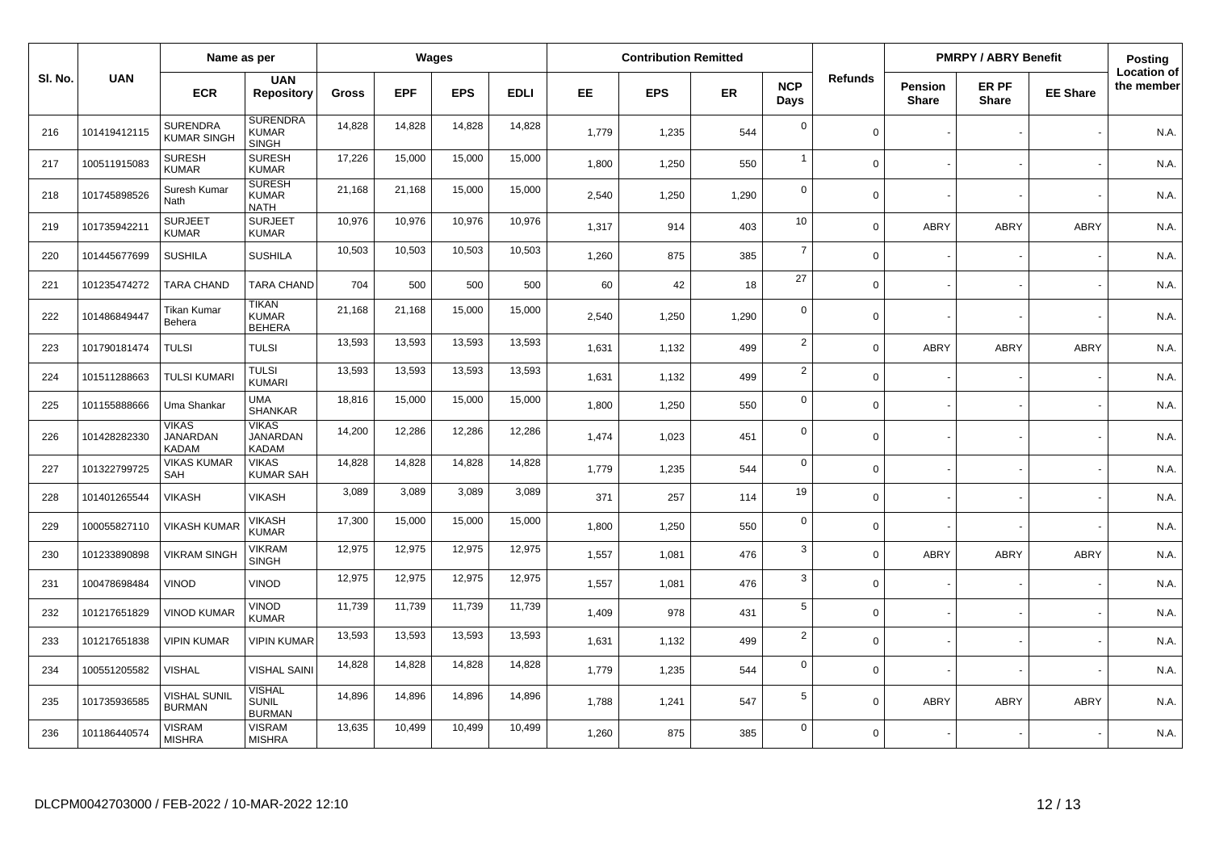| Sl. No. | UAN | Name as per | | Wages | | | | Contribution Remitted | | | | Refunds | PMRPY / ABRY Benefit | | | Posting Location of the member |
|---|---|---|---|---|---|---|---|---|---|---|---|---|---|---|---|---|
| | | ECR | UAN Repository | Gross | EPF | EPS | EDLI | EE | EPS | ER | NCP Days | | Pension Share | ER PF Share | EE Share | |
| 216 | 101419412115 | SURENDRA KUMAR SINGH | SURENDRA KUMAR SINGH | 14,828 | 14,828 | 14,828 | 14,828 | 1,779 | 1,235 | 544 | 0 | 0 | - | - | - | N.A. |
| 217 | 100511915083 | SURESH KUMAR | SURESH KUMAR | 17,226 | 15,000 | 15,000 | 15,000 | 1,800 | 1,250 | 550 | 1 | 0 | - | - | - | N.A. |
| 218 | 101745898526 | Suresh Kumar Nath | SURESH KUMAR NATH | 21,168 | 21,168 | 15,000 | 15,000 | 2,540 | 1,250 | 1,290 | 0 | 0 | - | - | - | N.A. |
| 219 | 101735942211 | SURJEET KUMAR | SURJEET KUMAR | 10,976 | 10,976 | 10,976 | 10,976 | 1,317 | 914 | 403 | 10 | 0 | ABRY | ABRY | ABRY | N.A. |
| 220 | 101445677699 | SUSHILA | SUSHILA | 10,503 | 10,503 | 10,503 | 10,503 | 1,260 | 875 | 385 | 7 | 0 | - | - | - | N.A. |
| 221 | 101235474272 | TARA CHAND | TARA CHAND | 704 | 500 | 500 | 500 | 60 | 42 | 18 | 27 | 0 | - | - | - | N.A. |
| 222 | 101486849447 | Tikan Kumar Behera | TIKAN KUMAR BEHERA | 21,168 | 21,168 | 15,000 | 15,000 | 2,540 | 1,250 | 1,290 | 0 | 0 | - | - | - | N.A. |
| 223 | 101790181474 | TULSI | TULSI | 13,593 | 13,593 | 13,593 | 13,593 | 1,631 | 1,132 | 499 | 2 | 0 | ABRY | ABRY | ABRY | N.A. |
| 224 | 101511288663 | TULSI KUMARI | TULSI KUMARI | 13,593 | 13,593 | 13,593 | 13,593 | 1,631 | 1,132 | 499 | 2 | 0 | - | - | - | N.A. |
| 225 | 101155888666 | Uma Shankar | UMA SHANKAR | 18,816 | 15,000 | 15,000 | 15,000 | 1,800 | 1,250 | 550 | 0 | 0 | - | - | - | N.A. |
| 226 | 101428282330 | VIKAS JANARDAN KADAM | VIKAS JANARDAN KADAM | 14,200 | 12,286 | 12,286 | 12,286 | 1,474 | 1,023 | 451 | 0 | 0 | - | - | - | N.A. |
| 227 | 101322799725 | VIKAS KUMAR SAH | VIKAS KUMAR SAH | 14,828 | 14,828 | 14,828 | 14,828 | 1,779 | 1,235 | 544 | 0 | 0 | - | - | - | N.A. |
| 228 | 101401265544 | VIKASH | VIKASH | 3,089 | 3,089 | 3,089 | 3,089 | 371 | 257 | 114 | 19 | 0 | - | - | - | N.A. |
| 229 | 100055827110 | VIKASH KUMAR | VIKASH KUMAR | 17,300 | 15,000 | 15,000 | 15,000 | 1,800 | 1,250 | 550 | 0 | 0 | - | - | - | N.A. |
| 230 | 101233890898 | VIKRAM SINGH | VIKRAM SINGH | 12,975 | 12,975 | 12,975 | 12,975 | 1,557 | 1,081 | 476 | 3 | 0 | ABRY | ABRY | ABRY | N.A. |
| 231 | 100478698484 | VINOD | VINOD | 12,975 | 12,975 | 12,975 | 12,975 | 1,557 | 1,081 | 476 | 3 | 0 | - | - | - | N.A. |
| 232 | 101217651829 | VINOD KUMAR | VINOD KUMAR | 11,739 | 11,739 | 11,739 | 11,739 | 1,409 | 978 | 431 | 5 | 0 | - | - | - | N.A. |
| 233 | 101217651838 | VIPIN KUMAR | VIPIN KUMAR | 13,593 | 13,593 | 13,593 | 13,593 | 1,631 | 1,132 | 499 | 2 | 0 | - | - | - | N.A. |
| 234 | 100551205582 | VISHAL | VISHAL SAINI | 14,828 | 14,828 | 14,828 | 14,828 | 1,779 | 1,235 | 544 | 0 | 0 | - | - | - | N.A. |
| 235 | 101735936585 | VISHAL SUNIL BURMAN | VISHAL SUNIL BURMAN | 14,896 | 14,896 | 14,896 | 14,896 | 1,788 | 1,241 | 547 | 5 | 0 | ABRY | ABRY | ABRY | N.A. |
| 236 | 101186440574 | VISRAM MISHRA | VISRAM MISHRA | 13,635 | 10,499 | 10,499 | 10,499 | 1,260 | 875 | 385 | 0 | 0 | - | - | - | N.A. |

DLCPM0042703000 / FEB-2022 / 10-MAR-2022 12:10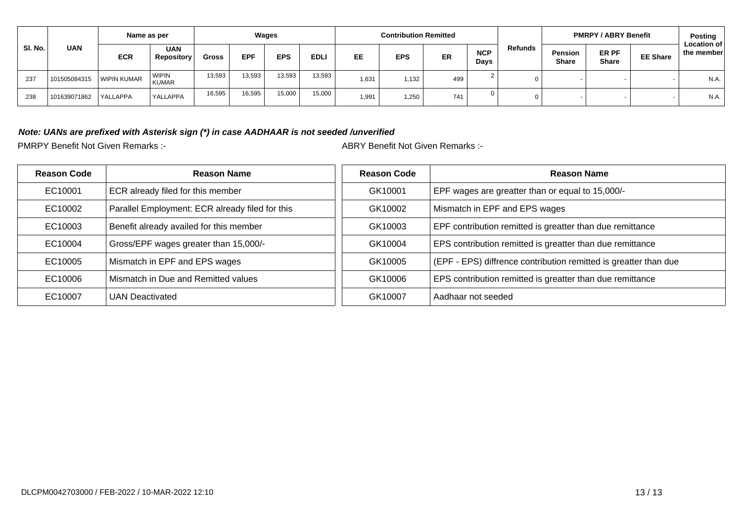| Sl. No. | UAN | Name as per | | Wages | | | | Contribution Remitted | | | | Refunds | PMRPY / ABRY Benefit | | | Posting Location of the member |
|---|---|---|---|---|---|---|---|---|---|---|---|---|---|---|---|---|
| | | ECR | UAN Repository | Gross | EPF | EPS | EDLI | EE | EPS | ER | NCP Days | | Pension Share | ER PF Share | EE Share | |
| 237 | 101505084315 | WIPIN KUMAR | WIPIN KUMAR | 13,593 | 13,593 | 13,593 | 13,593 | 1,631 | 1,132 | 499 | 2 | 0 | - | - | - | N.A. |
| 238 | 101639071862 | YALLAPPA | YALLAPPA | 16,595 | 16,595 | 15,000 | 15,000 | 1,991 | 1,250 | 741 | 0 | 0 | - | - | - | N.A. |

***Note: UANs are prefixed with Asterisk sign (*) in case AADHAAR is not seeded /unverified***

PMRPY Benefit Not Given Remarks :-

| Reason Code | Reason Name |
|---|---|
| EC10001 | ECR already filed for this member |
| EC10002 | Parallel Employment: ECR already filed for this |
| EC10003 | Benefit already availed for this member |
| EC10004 | Gross/EPF wages greater than 15,000/- |
| EC10005 | Mismatch in EPF and EPS wages |
| EC10006 | Mismatch in Due and Remitted values |
| EC10007 | UAN Deactivated |

ABRY Benefit Not Given Remarks :-

| Reason Code | Reason Name |
|---|---|
| GK10001 | EPF wages are greatter than or equal to 15,000/- |
| GK10002 | Mismatch in EPF and EPS wages |
| GK10003 | EPF contribution remitted is greatter than due remittance |
| GK10004 | EPS contribution remitted is greatter than due remittance |
| GK10005 | (EPF - EPS) diffrence contribution remitted is greatter than due |
| GK10006 | EPS contribution remitted is greatter than due remittance |
| GK10007 | Aadhaar not seeded |

DLCPM0042703000 / FEB-2022 / 10-MAR-2022 12:10